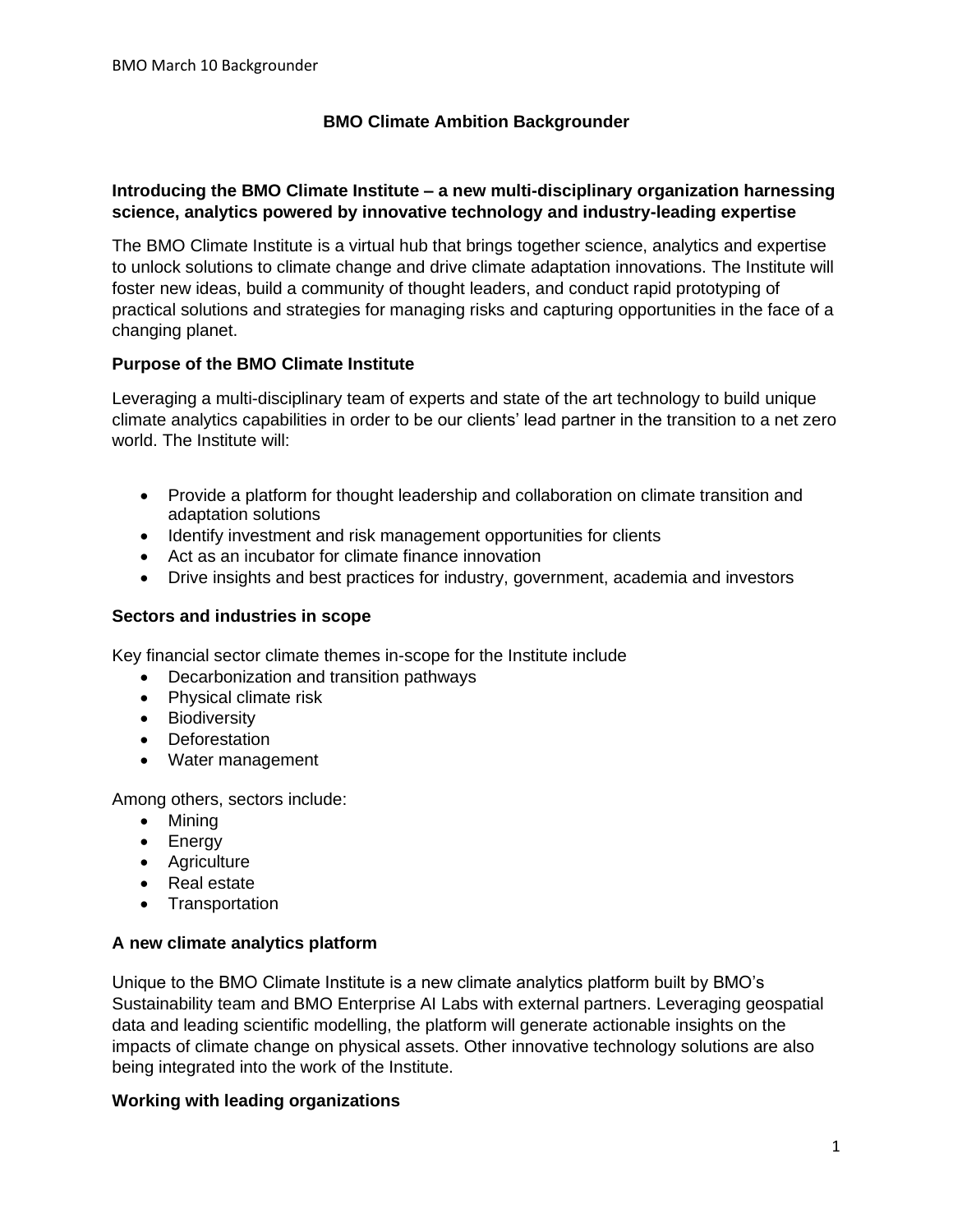# BMO Climate Ambition Backgrounder

## Introducing the BMO Climate Institute – a new multi-disciplinary organization harnessing science, analytics powered by innovative technology and industry-leading expertise

The BMO Climate Institute is a virtual hub that brings together science, analytics and expertise to unlock solutions to climate change and drive climate adaptation innovations. The Institute will foster new ideas, build a community of thought leaders, and conduct rapid prototyping of practical solutions and strategies for managing risks and capturing opportunities in the face of a changing planet.

### Purpose of the BMO Climate Institute

Leveraging a multi-disciplinary team of experts and state of the art technology to build unique climate analytics capabilities in order to be our clients' lead partner in the transition to a net zero world. The Institute will:

- Provide a platform for thought leadership and collaboration on climate transition and adaptation solutions
- Identify investment and risk management opportunities for clients
- Act as an incubator for climate finance innovation
- Drive insights and best practices for industry, government, academia and investors

### Sectors and industries in scope

Key financial sector climate themes in-scope for the Institute include

- Decarbonization and transition pathways
- Physical climate risk
- Biodiversity
- Deforestation
- Water management

Among others, sectors include:

- Mining
- Energy
- Agriculture
- Real estate
- Transportation

### A new climate analytics platform

Unique to the BMO Climate Institute is a new climate analytics platform built by BMO's Sustainability team and BMO Enterprise AI Labs with external partners. Leveraging geospatial data and leading scientific modelling, the platform will generate actionable insights on the impacts of climate change on physical assets. Other innovative technology solutions are also being integrated into the work of the Institute.

### Working with leading organizations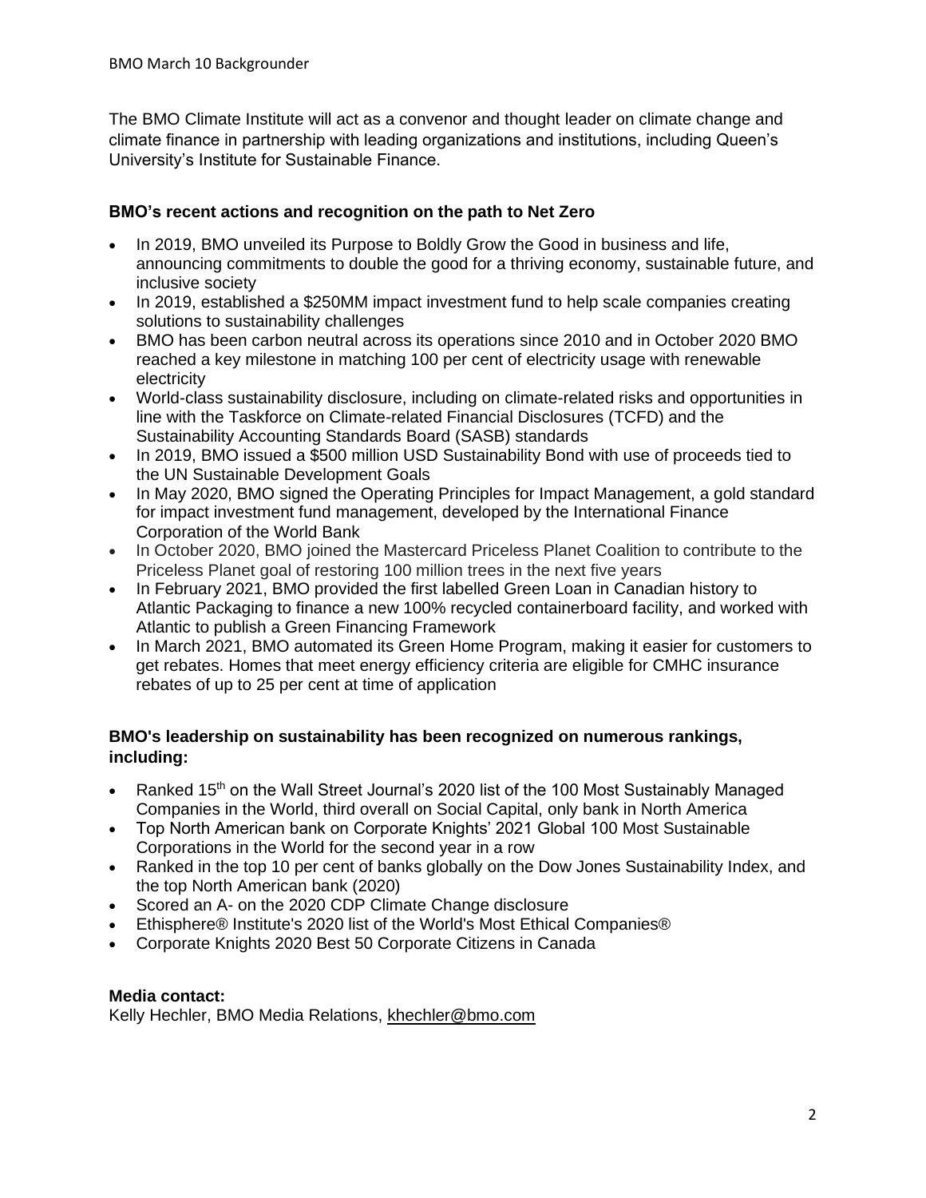The BMO Climate Institute will act as a convenor and thought leader on climate change and climate finance in partnership with leading organizations and institutions, including Queen's University's Institute for Sustainable Finance.

**BMO's recent actions and recognition on the path to Net Zero**

- In 2019, BMO unveiled its Purpose to Boldly Grow the Good in business and life, announcing commitments to double the good for a thriving economy, sustainable future, and inclusive society
- In 2019, established a $250MM impact investment fund to help scale companies creating solutions to sustainability challenges
- BMO has been carbon neutral across its operations since 2010 and in October 2020 BMO reached a key milestone in matching 100 per cent of electricity usage with renewable electricity
- World-class sustainability disclosure, including on climate-related risks and opportunities in line with the Taskforce on Climate-related Financial Disclosures (TCFD) and the Sustainability Accounting Standards Board (SASB) standards
- In 2019, BMO issued a $500 million USD Sustainability Bond with use of proceeds tied to the UN Sustainable Development Goals
- In May 2020, BMO signed the Operating Principles for Impact Management, a gold standard for impact investment fund management, developed by the International Finance Corporation of the World Bank
- In October 2020, BMO joined the Mastercard Priceless Planet Coalition to contribute to the Priceless Planet goal of restoring 100 million trees in the next five years
- In February 2021, BMO provided the first labelled Green Loan in Canadian history to Atlantic Packaging to finance a new 100% recycled containerboard facility, and worked with Atlantic to publish a Green Financing Framework
- In March 2021, BMO automated its Green Home Program, making it easier for customers to get rebates. Homes that meet energy efficiency criteria are eligible for CMHC insurance rebates of up to 25 per cent at time of application

**BMO's leadership on sustainability has been recognized on numerous rankings, including:**

- Ranked 15th on the Wall Street Journal's 2020 list of the 100 Most Sustainably Managed Companies in the World, third overall on Social Capital, only bank in North America
- Top North American bank on Corporate Knights' 2021 Global 100 Most Sustainable Corporations in the World for the second year in a row
- Ranked in the top 10 per cent of banks globally on the Dow Jones Sustainability Index, and the top North American bank (2020)
- Scored an A- on the 2020 CDP Climate Change disclosure
- Ethisphere® Institute's 2020 list of the World's Most Ethical Companies®
- Corporate Knights 2020 Best 50 Corporate Citizens in Canada

**Media contact:**
Kelly Hechler, BMO Media Relations, khechler@bmo.com